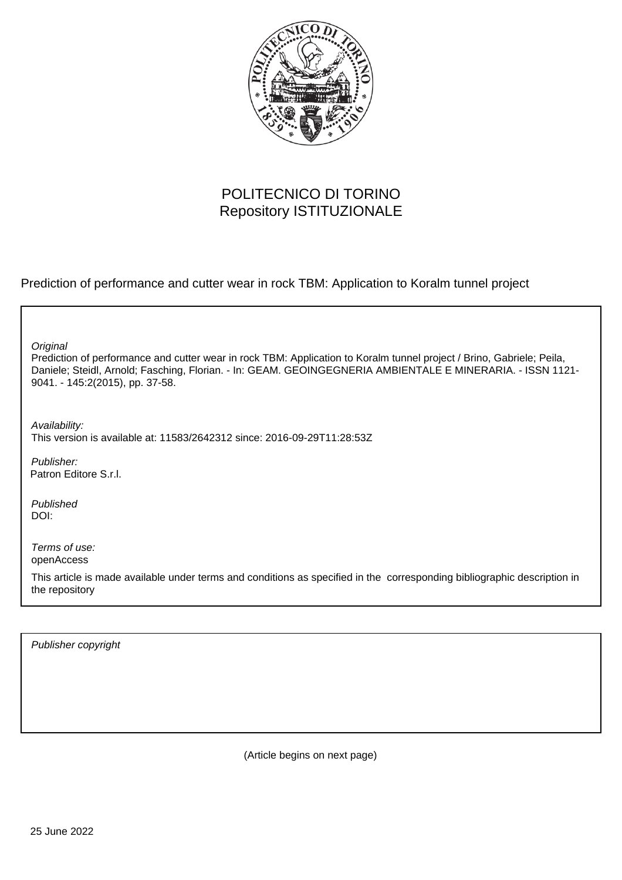POLITECNICO DI TORINO
Repository ISTITUZIONALE

Prediction of performance and cutter wear in rock TBM: Application to Koralm tunnel project

*Original*
Prediction of performance and cutter wear in rock TBM: Application to Koralm tunnel project / Brino, Gabriele; Peila, Daniele; Steidl, Arnold; Fasching, Florian. - In: GEAM. GEOINGEGNERIA AMBIENTALE E MINERARIA. - ISSN 1121-9041. - 145:2(2015), pp. 37-58.

*Availability:*
This version is available at: 11583/2642312 since: 2016-09-29T11:28:53Z

*Publisher:*
Patron Editore S.r.l.

*Published*
DOI:

*Terms of use:*
openAccess

This article is made available under terms and conditions as specified in the corresponding bibliographic description in the repository

*Publisher copyright*

(Article begins on next page)

25 June 2022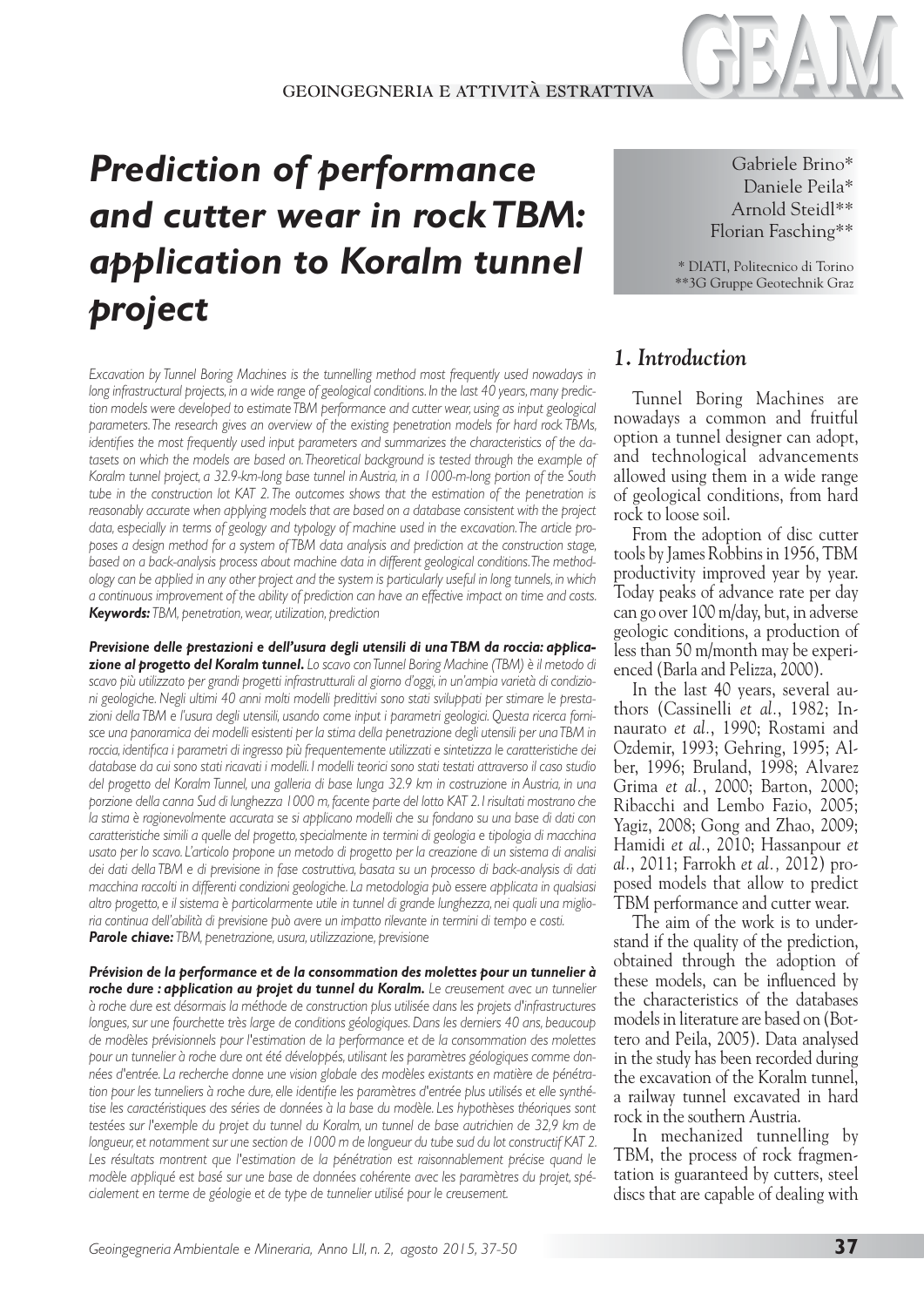# Prediction of performance and cutter wear in rock TBM: application to Koralm tunnel project

Gabriele Brino*
Daniele Peila*
Arnold Steidl**
Florian Fasching**

\* DIATI, Politecnico di Torino
\*\*3G Gruppe Geotechnik Graz

*Excavation by Tunnel Boring Machines is the tunnelling method most frequently used nowadays in long infrastructural projects, in a wide range of geological conditions. In the last 40 years, many prediction models were developed to estimate TBM performance and cutter wear, using as input geological parameters. The research gives an overview of the existing penetration models for hard rock TBMs, identifies the most frequently used input parameters and summarizes the characteristics of the datasets on which the models are based on. Theoretical background is tested through the example of Koralm tunnel project, a 32.9-km-long base tunnel in Austria, in a 1000-m-long portion of the South tube in the construction lot KAT 2. The outcomes shows that the estimation of the penetration is reasonably accurate when applying models that are based on a database consistent with the project data, especially in terms of geology and typology of machine used in the excavation. The article proposes a design method for a system of TBM data analysis and prediction at the construction stage, based on a back-analysis process about machine data in different geological conditions. The methodology can be applied in any other project and the system is particularly useful in long tunnels, in which a continuous improvement of the ability of prediction can have an effective impact on time and costs.*
***Keywords:*** *TBM, penetration, wear, utilization, prediction*

***Previsione delle prestazioni e dell'usura degli utensili di una TBM da roccia: applicazione al progetto del Koralm tunnel.*** *Lo scavo con Tunnel Boring Machine (TBM) è il metodo di scavo più utilizzato per grandi progetti infrastrutturali al giorno d'oggi, in un'ampia varietà di condizioni geologiche. Negli ultimi 40 anni molti modelli predittivi sono stati sviluppati per stimare le prestazioni della TBM e l'usura degli utensili, usando come input i parametri geologici. Questa ricerca fornisce una panoramica dei modelli esistenti per la stima della penetrazione degli utensili per una TBM in roccia, identifica i parametri di ingresso più frequentemente utilizzati e sintetizza le caratteristiche dei database da cui sono stati ricavati i modelli. I modelli teorici sono stati testati attraverso il caso studio del progetto del Koralm Tunnel, una galleria di base lunga 32.9 km in costruzione in Austria, in una porzione della canna Sud di lunghezza 1000 m, facente parte del lotto KAT 2. I risultati mostrano che la stima è ragionevolmente accurata se si applicano modelli che si fondano su una base di dati con caratteristiche simili a quelle del progetto, specialmente in termini di geologia e tipologia di macchina usato per lo scavo. L'articolo propone un metodo di progetto per la creazione di un sistema di analisi dei dati della TBM e di previsione in fase costruttiva, basata su un processo di back-analysis di dati macchina raccolti in differenti condizioni geologiche. La metodologia può essere applicata in qualsiasi altro progetto, e il sistema è particolarmente utile in tunnel di grande lunghezza, nei quali una miglioria continua dell'abilità di previsione può avere un impatto rilevante in termini di tempo e costi.*
***Parole chiave:*** *TBM, penetrazione, usura, utilizzazione, previsione*

***Prévision de la performance et de la consommation des molettes pour un tunnelier à roche dure : application au projet du tunnel du Koralm.*** *Le creusement avec un tunnelier à roche dure est désormais la méthode de construction plus utilisée dans les projets d'infrastructures longues, sur une fourchette très large de conditions géologiques. Dans les derniers 40 ans, beaucoup de modèles prévisionnels pour l'estimation de la performance et de la consommation des molettes pour un tunnelier à roche dure ont été développés, utilisant les paramètres géologiques comme données d'entrée. La recherche donne une vision globale des modèles existants en matière de pénétration pour les tunneliers à roche dure, elle identifie les paramètres d'entrée plus utilisés et elle synthétise les caractéristiques des séries de données à la base du modèle. Les hypothèses théoriques sont testées sur l'exemple du projet du tunnel du Koralm, un tunnel de base autrichien de 32,9 km de longueur, et notamment sur une section de 1000 m de longueur du tube sud du lot constructif KAT 2. Les résultats montrent que l'estimation de la pénétration est raisonnablement précise quand le modèle appliqué est basé sur une base de données cohérente avec les paramètres du projet, spécialement en terme de géologie et de type de tunnelier utilisé pour le creusement.*

## 1. Introduction

Tunnel Boring Machines are nowadays a common and fruitful option a tunnel designer can adopt, and technological advancements allowed using them in a wide range of geological conditions, from hard rock to loose soil.

From the adoption of disc cutter tools by James Robbins in 1956, TBM productivity improved year by year. Today peaks of advance rate per day can go over 100 m/day, but, in adverse geologic conditions, a production of less than 50 m/month may be experienced (Barla and Pelizza, 2000).

In the last 40 years, several authors (Cassinelli *et al.*, 1982; Innaurato *et al.*, 1990; Rostami and Ozdemir, 1993; Gehring, 1995; Alber, 1996; Bruland, 1998; Alvarez Grima *et al.*, 2000; Barton, 2000; Ribacchi and Lembo Fazio, 2005; Yagiz, 2008; Gong and Zhao, 2009; Hamidi *et al.*, 2010; Hassanpour *et al.*, 2011; Farrokh *et al.*, 2012) proposed models that allow to predict TBM performance and cutter wear.

The aim of the work is to understand if the quality of the prediction, obtained through the adoption of these models, can be influenced by the characteristics of the databases models in literature are based on (Bottero and Peila, 2005). Data analysed in the study has been recorded during the excavation of the Koralm tunnel, a railway tunnel excavated in hard rock in the southern Austria.

In mechanized tunnelling by TBM, the process of rock fragmentation is guaranteed by cutters, steel discs that are capable of dealing with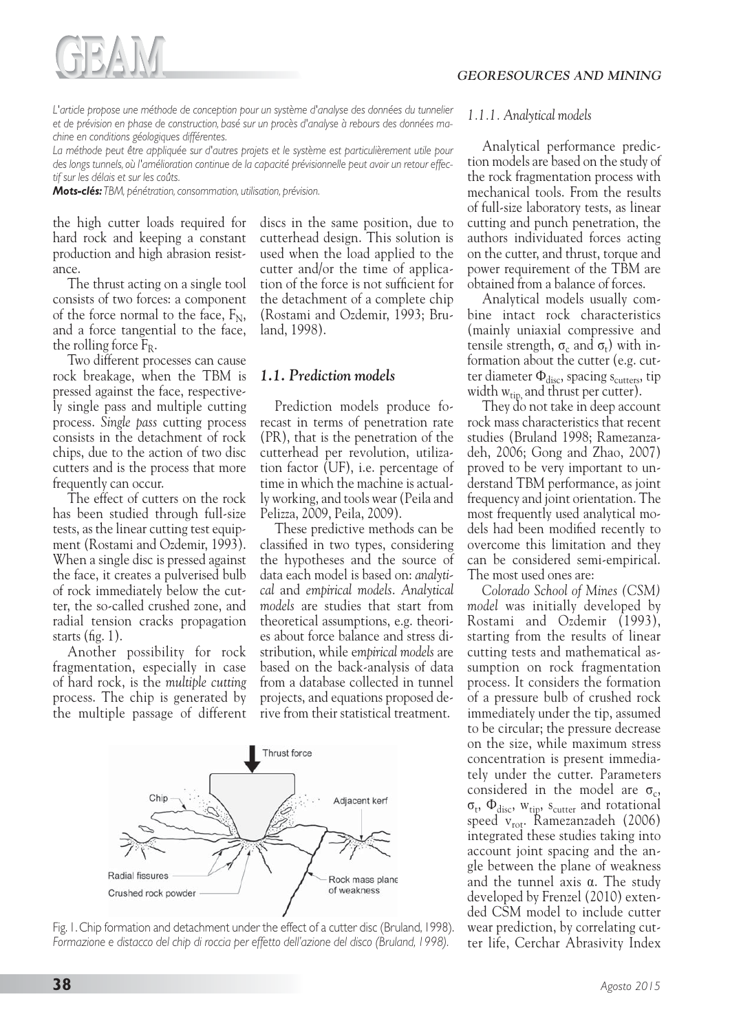*L'article propose une méthode de conception pour un système d'analyse des données du tunnelier et de prévision en phase de construction, basé sur un procès d'analyse à rebours des données machine en conditions géologiques différentes.*

*La méthode peut être appliquée sur d'autres projets et le système est particulièrement utile pour des longs tunnels, où l'amélioration continue de la capacité prévisionnelle peut avoir un retour effectif sur les délais et sur les coûts.*

***Mots-clés:*** *TBM, pénétration, consommation, utilisation, prévision.*

the high cutter loads required for hard rock and keeping a constant production and high abrasion resistance.

The thrust acting on a single tool consists of two forces: a component of the force normal to the face, $F_N$, and a force tangential to the face, the rolling force $F_R$.

Two different processes can cause rock breakage, when the TBM is pressed against the face, respectively single pass and multiple cutting process. *Single pass* cutting process consists in the detachment of rock chips, due to the action of two disc cutters and is the process that more frequently can occur.

The effect of cutters on the rock has been studied through full-size tests, as the linear cutting test equipment (Rostami and Ozdemir, 1993). When a single disc is pressed against the face, it creates a pulverised bulb of rock immediately below the cutter, the so-called crushed zone, and radial tension cracks propagation starts (fig. 1).

Another possibility for rock fragmentation, especially in case of hard rock, is the *multiple cutting* process. The chip is generated by the multiple passage of different discs in the same position, due to cutterhead design. This solution is used when the load applied to the cutter and/or the time of application of the force is not sufficient for the detachment of a complete chip (Rostami and Ozdemir, 1993; Bruland, 1998).

Fig. 1. Chip formation and detachment under the effect of a cutter disc (Bruland, 1998).
*Formazione e distacco del chip di roccia per effetto dell'azione del disco (Bruland, 1998).*

### *1.1. Prediction models*

Prediction models produce forecast in terms of penetration rate (PR), that is the penetration of the cutterhead per revolution, utilization factor (UF), i.e. percentage of time in which the machine is actually working, and tools wear (Peila and Pelizza, 2009, Peila, 2009).

These predictive methods can be classified in two types, considering the hypotheses and the source of data each model is based on: *analytical* and *empirical models*. *Analytical models* are studies that start from theoretical assumptions, e.g. theories about force balance and stress distribution, while *empirical models* are based on the back-analysis of data from a database collected in tunnel projects, and equations proposed derive from their statistical treatment.

#### *1.1.1. Analytical models*

Analytical performance prediction models are based on the study of the rock fragmentation process with mechanical tools. From the results of full-size laboratory tests, as linear cutting and punch penetration, the authors individuated forces acting on the cutter, and thrust, torque and power requirement of the TBM are obtained from a balance of forces.

Analytical models usually combine intact rock characteristics (mainly uniaxial compressive and tensile strength, $\sigma_c$ and $\sigma_t$) with information about the cutter (e.g. cutter diameter $\Phi_{disc}$, spacing $s_{cutters}$, tip width $w_{tip}$, and thrust per cutter).

They do not take in deep account rock mass characteristics that recent studies (Bruland 1998; Ramezanzadeh, 2006; Gong and Zhao, 2007) proved to be very important to understand TBM performance, as joint frequency and joint orientation. The most frequently used analytical models had been modified recently to overcome this limitation and they can be considered semi-empirical. The most used ones are:

*Colorado School of Mines (CSM) model* was initially developed by Rostami and Ozdemir (1993), starting from the results of linear cutting tests and mathematical assumption on rock fragmentation process. It considers the formation of a pressure bulb of crushed rock immediately under the tip, assumed to be circular; the pressure decrease on the size, while maximum stress concentration is present immediately under the cutter. Parameters considered in the model are $\sigma_c$, $\sigma_t$, $\Phi_{disc}$, $w_{tip}$, $s_{cutter}$ and rotational speed $v_{rot}$. Ramezanzadeh (2006) integrated these studies taking into account joint spacing and the angle between the plane of weakness and the tunnel axis α. The study developed by Frenzel (2010) extended CSM model to include cutter wear prediction, by correlating cutter life, Cerchar Abrasivity Index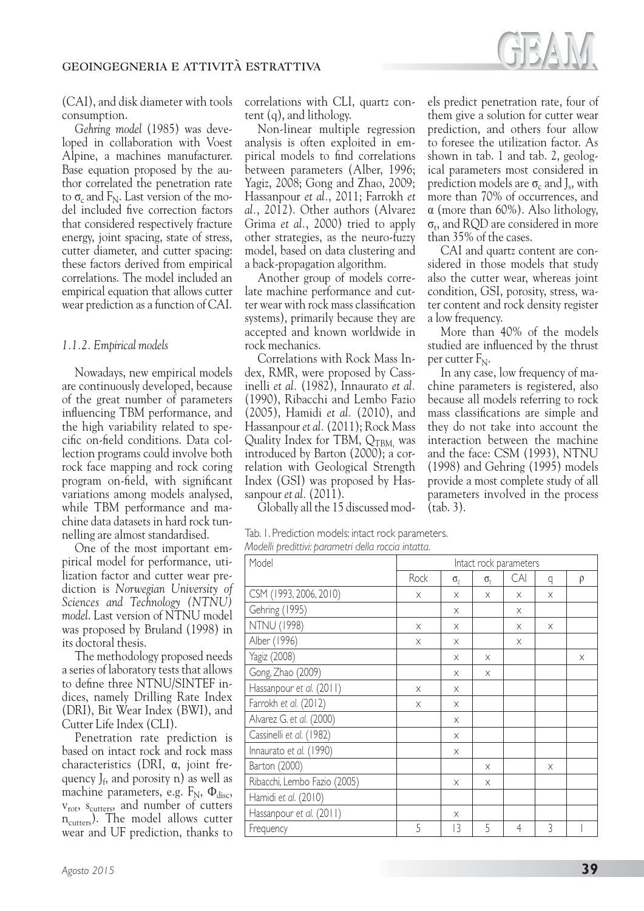(CAI), and disk diameter with tools consumption.

*Gehring model* (1985) was developed in collaboration with Voest Alpine, a machines manufacturer. Base equation proposed by the author correlated the penetration rate to $\sigma_c$ and $F_N$. Last version of the model included five correction factors that considered respectively fracture energy, joint spacing, state of stress, cutter diameter, and cutter spacing: these factors derived from empirical correlations. The model included an empirical equation that allows cutter wear prediction as a function of CAI.

### *1.1.2. Empirical models*

Nowadays, new empirical models are continuously developed, because of the great number of parameters influencing TBM performance, and the high variability related to specific on-field conditions. Data collection programs could involve both rock face mapping and rock coring program on-field, with significant variations among models analysed, while TBM performance and machine data datasets in hard rock tunnelling are almost standardised.

One of the most important empirical model for performance, utilization factor and cutter wear prediction is *Norwegian University of Sciences and Technology (NTNU) model*. Last version of NTNU model was proposed by Bruland (1998) in its doctoral thesis.

The methodology proposed needs a series of laboratory tests that allows to define three NTNU/SINTEF indices, namely Drilling Rate Index (DRI), Bit Wear Index (BWI), and Cutter Life Index (CLI).

Penetration rate prediction is based on intact rock and rock mass characteristics (DRI, α, joint frequency $J_f$, and porosity n) as well as machine parameters, e.g. $F_N$, $\Phi_{disc}$, $v_{rot}$, $s_{cutters}$, and number of cutters $n_{cutters}$). The model allows cutter wear and UF prediction, thanks to correlations with CLI, quartz content (q), and lithology.

Non-linear multiple regression analysis is often exploited in empirical models to find correlations between parameters (Alber, 1996; Yagiz, 2008; Gong and Zhao, 2009; Hassanpour *et al.*, 2011; Farrokh *et al.*, 2012). Other authors (Alvarez Grima *et al.*, 2000) tried to apply other strategies, as the neuro-fuzzy model, based on data clustering and a back-propagation algorithm.

Another group of models correlate machine performance and cutter wear with rock mass classification systems), primarily because they are accepted and known worldwide in rock mechanics.

Correlations with Rock Mass Index, RMR, were proposed by Cassinelli *et al.* (1982), Innaurato *et al.* (1990), Ribacchi and Lembo Fazio (2005), Hamidi *et al.* (2010), and Hassanpour *et al.* (2011); Rock Mass Quality Index for TBM, $Q_{TBM}$, was introduced by Barton (2000); a correlation with Geological Strength Index (GSI) was proposed by Hassanpour *et al.* (2011).

Globally all the 15 discussed models predict penetration rate, four of them give a solution for cutter wear prediction, and others four allow to foresee the utilization factor. As shown in tab. 1 and tab. 2, geological parameters most considered in prediction models are $\sigma_c$ and $J_s$, with more than 70% of occurrences, and α (more than 60%). Also lithology, $\sigma_t$, and RQD are considered in more than 35% of the cases.

CAI and quartz content are considered in those models that study also the cutter wear, whereas joint condition, GSI, porosity, stress, water content and rock density register a low frequency.

More than 40% of the models studied are influenced by the thrust per cutter $F_N$.

In any case, low frequency of machine parameters is registered, also because all models referring to rock mass classifications are simple and they do not take into account the interaction between the machine and the face: CSM (1993), NTNU (1998) and Gehring (1995) models provide a most complete study of all parameters involved in the process (tab. 3).

Tab. 1. Prediction models: intact rock parameters.
*Modelli predittivi: parametri della roccia intatta.*

| Model | Intact rock parameters | | | | | |
|---|---|---|---|---|---|---|
| | Rock | $\sigma_c$ | $\sigma_t$ | CAI | q | ρ |
| CSM (1993, 2006, 2010) | x | x | x | x | x | |
| Gehring (1995) | | x | | x | | |
| NTNU (1998) | x | x | | x | x | |
| Alber (1996) | x | x | | x | | |
| Yagiz (2008) | | x | x | | | x |
| Gong, Zhao (2009) | | x | x | | | |
| Hassanpour *et al.* (2011) | x | x | | | | |
| Farrokh *et al.* (2012) | x | x | | | | |
| Alvarez G. *et al.* (2000) | | x | | | | |
| Cassinelli *et al.* (1982) | | x | | | | |
| Innaurato *et al.* (1990) | | x | | | | |
| Barton (2000) | | | x | | x | |
| Ribacchi, Lembo Fazio (2005) | | x | x | | | |
| Hamidi *et al.* (2010) | | | | | | |
| Hassanpour *et al.* (2011) | | x | | | | |
| Frequency | 5 | 13 | 5 | 4 | 3 | 1 |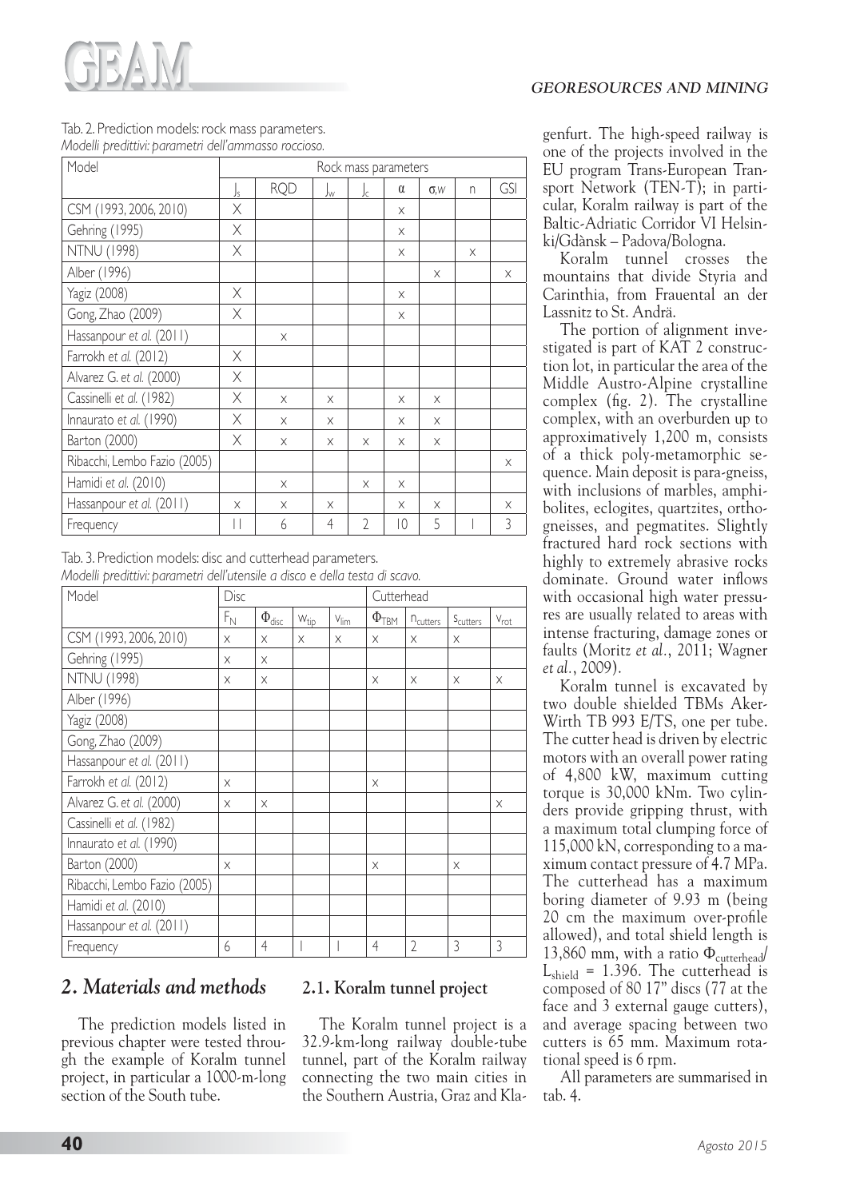Tab. 2. Prediction models: rock mass parameters.
*Modelli predittivi: parametri dell'ammasso roccioso.*

| Model | Rock mass parameters | | | | | | | |
|---|---|---|---|---|---|---|---|---|
| | $J_s$ | RQD | $J_w$ | $J_c$ | α | σ,w | n | GSI |
| CSM (1993, 2006, 2010) | X | | | | x | | | |
| Gehring (1995) | X | | | | x | | | |
| NTNU (1998) | X | | | | x | | x | |
| Alber (1996) | | | | | | x | | x |
| Yagiz (2008) | X | | | | x | | | |
| Gong, Zhao (2009) | X | | | | x | | | |
| Hassanpour *et al.* (2011) | | x | | | | | | |
| Farrokh *et al.* (2012) | X | | | | | | | |
| Alvarez G. *et al.* (2000) | X | | | | | | | |
| Cassinelli *et al.* (1982) | X | x | x | | x | x | | |
| Innaurato *et al.* (1990) | X | x | x | | x | x | | |
| Barton (2000) | X | x | x | x | x | x | | |
| Ribacchi, Lembo Fazio (2005) | | | | | | | | x |
| Hamidi *et al.* (2010) | | x | | x | x | | | |
| Hassanpour *et al.* (2011) | x | x | x | | x | x | | x |
| Frequency | 11 | 6 | 4 | 2 | 10 | 5 | 1 | 3 |

Tab. 3. Prediction models: disc and cutterhead parameters.
*Modelli predittivi: parametri dell'utensile a disco e della testa di scavo.*

| Model | Disc | | | | Cutterhead | | | |
|---|---|---|---|---|---|---|---|---|
| | $F_N$ | $\Phi_{disc}$ | $w_{tip}$ | $v_{lim}$ | $\Phi_{TBM}$ | $n_{cutters}$ | $s_{cutters}$ | $v_{rot}$ |
| CSM (1993, 2006, 2010) | x | x | x | x | x | x | x | |
| Gehring (1995) | x | x | | | | | | |
| NTNU (1998) | x | x | | | x | x | x | x |
| Alber (1996) | | | | | | | | |
| Yagiz (2008) | | | | | | | | |
| Gong, Zhao (2009) | | | | | | | | |
| Hassanpour *et al.* (2011) | | | | | | | | |
| Farrokh *et al.* (2012) | x | | | | x | | | |
| Alvarez G. *et al.* (2000) | x | x | | | | | | x |
| Cassinelli *et al.* (1982) | | | | | | | | |
| Innaurato *et al.* (1990) | | | | | | | | |
| Barton (2000) | x | | | | x | | x | |
| Ribacchi, Lembo Fazio (2005) | | | | | | | | |
| Hamidi *et al.* (2010) | | | | | | | | |
| Hassanpour *et al.* (2011) | | | | | | | | |
| Frequency | 6 | 4 | 1 | 1 | 4 | 2 | 3 | 3 |

## 2. Materials and methods

The prediction models listed in previous chapter were tested through the example of Koralm tunnel project, in particular a 1000-m-long section of the South tube.

### 2.1. Koralm tunnel project

The Koralm tunnel project is a 32.9-km-long railway double-tube tunnel, part of the Koralm railway connecting the two main cities in the Southern Austria, Graz and Klagenfurt. The high-speed railway is one of the projects involved in the EU program Trans-European Transport Network (TEN-T); in particular, Koralm railway is part of the Baltic-Adriatic Corridor VI Helsinki/Gdànsk – Padova/Bologna.

Koralm tunnel crosses the mountains that divide Styria and Carinthia, from Frauental an der Lassnitz to St. Andrä.

The portion of alignment investigated is part of KAT 2 construction lot, in particular the area of the Middle Austro-Alpine crystalline complex (fig. 2). The crystalline complex, with an overburden up to approximatively 1,200 m, consists of a thick poly-metamorphic sequence. Main deposit is para-gneiss, with inclusions of marbles, amphibolites, eclogites, quartzites, orthogneisses, and pegmatites. Slightly fractured hard rock sections with highly to extremely abrasive rocks dominate. Ground water inflows with occasional high water pressures are usually related to areas with intense fracturing, damage zones or faults (Moritz *et al.*, 2011; Wagner *et al.*, 2009).

Koralm tunnel is excavated by two double shielded TBMs Aker-Wirth TB 993 E/TS, one per tube. The cutter head is driven by electric motors with an overall power rating of 4,800 kW, maximum cutting torque is 30,000 kNm. Two cylinders provide gripping thrust, with a maximum total clumping force of 115,000 kN, corresponding to a maximum contact pressure of 4.7 MPa. The cutterhead has a maximum boring diameter of 9.93 m (being 20 cm the maximum over-profile allowed), and total shield length is 13,860 mm, with a ratio $\Phi_{cutterhead}/L_{shield}$ = 1.396. The cutterhead is composed of 80 17" discs (77 at the face and 3 external gauge cutters), and average spacing between two cutters is 65 mm. Maximum rotational speed is 6 rpm.

All parameters are summarised in tab. 4.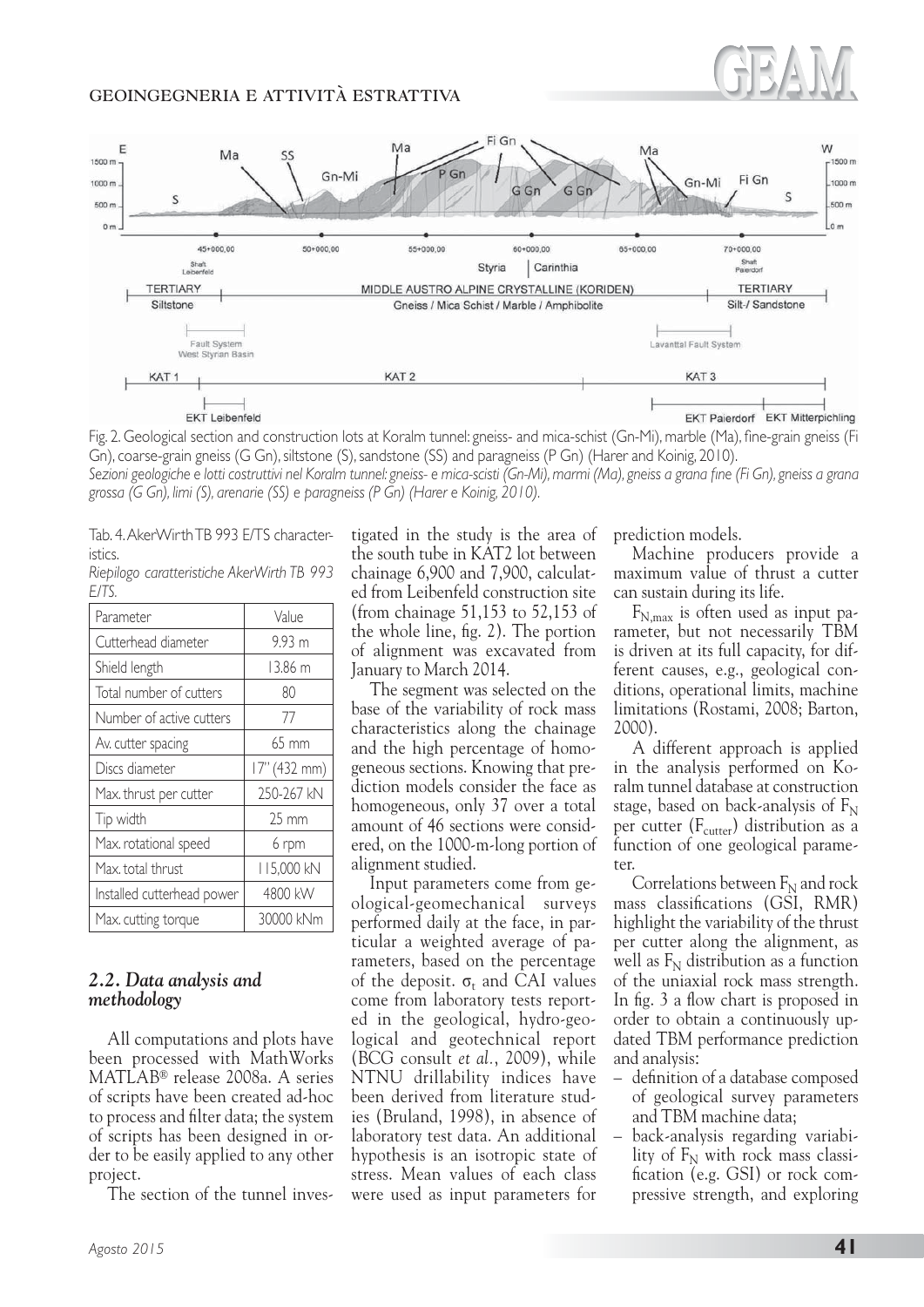Fig. 2. Geological section and construction lots at Koralm tunnel: gneiss- and mica-schist (Gn-Mi), marble (Ma), fine-grain gneiss (Fi Gn), coarse-grain gneiss (G Gn), siltstone (S), sandstone (SS) and paragneiss (P Gn) (Harer and Koinig, 2010).
*Sezioni geologiche e lotti costruttivi nel Koralm tunnel: gneiss- e mica-scisti (Gn-Mi), marmi (Ma), gneiss a grana fine (Fi Gn), gneiss a grana grossa (G Gn), limi (S), arenarie (SS) e paragneiss (P Gn) (Harer e Koinig, 2010).*

Tab. 4. AkerWirth TB 993 E/TS characteristics.
*Riepilogo caratteristiche AkerWirth TB 993 E/TS.*

| Parameter | Value |
|---|---|
| Cutterhead diameter | 9.93 m |
| Shield length | 13.86 m |
| Total number of cutters | 80 |
| Number of active cutters | 77 |
| Av. cutter spacing | 65 mm |
| Discs diameter | 17" (432 mm) |
| Max. thrust per cutter | 250-267 kN |
| Tip width | 25 mm |
| Max. rotational speed | 6 rpm |
| Max. total thrust | 115,000 kN |
| Installed cutterhead power | 4800 kW |
| Max. cutting torque | 30000 kNm |

### 2.2. Data analysis and methodology

All computations and plots have been processed with MathWorks MATLAB® release 2008a. A series of scripts have been created ad-hoc to process and filter data; the system of scripts has been designed in order to be easily applied to any other project.

The section of the tunnel investigated in the study is the area of the south tube in KAT2 lot between chainage 6,900 and 7,900, calculated from Leibenfeld construction site (from chainage 51,153 to 52,153 of the whole line, fig. 2). The portion of alignment was excavated from January to March 2014.

The segment was selected on the base of the variability of rock mass characteristics along the chainage and the high percentage of homogeneous sections. Knowing that prediction models consider the face as homogeneous, only 37 over a total amount of 46 sections were considered, on the 1000-m-long portion of alignment studied.

Input parameters come from geological-geomechanical surveys performed daily at the face, in particular a weighted average of parameters, based on the percentage of the deposit. $\sigma_t$ and CAI values come from laboratory tests reported in the geological, hydro-geological and geotechnical report (BCG consult *et al.*, 2009), while NTNU drillability indices have been derived from literature studies (Bruland, 1998), in absence of laboratory test data. An additional hypothesis is an isotropic state of stress. Mean values of each class were used as input parameters for prediction models.

Machine producers provide a maximum value of thrust a cutter can sustain during its life.

$F_{N,max}$ is often used as input parameter, but not necessarily TBM is driven at its full capacity, for different causes, e.g., geological conditions, operational limits, machine limitations (Rostami, 2008; Barton, 2000).

A different approach is applied in the analysis performed on Koralm tunnel database at construction stage, based on back-analysis of $F_N$ per cutter ($F_{cutter}$) distribution as a function of one geological parameter.

Correlations between $F_N$ and rock mass classifications (GSI, RMR) highlight the variability of the thrust per cutter along the alignment, as well as $F_N$ distribution as a function of the uniaxial rock mass strength. In fig. 3 a flow chart is proposed in order to obtain a continuously updated TBM performance prediction and analysis:

- definition of a database composed of geological survey parameters and TBM machine data;
- back-analysis regarding variability of $F_N$ with rock mass classification (e.g. GSI) or rock compressive strength, and exploring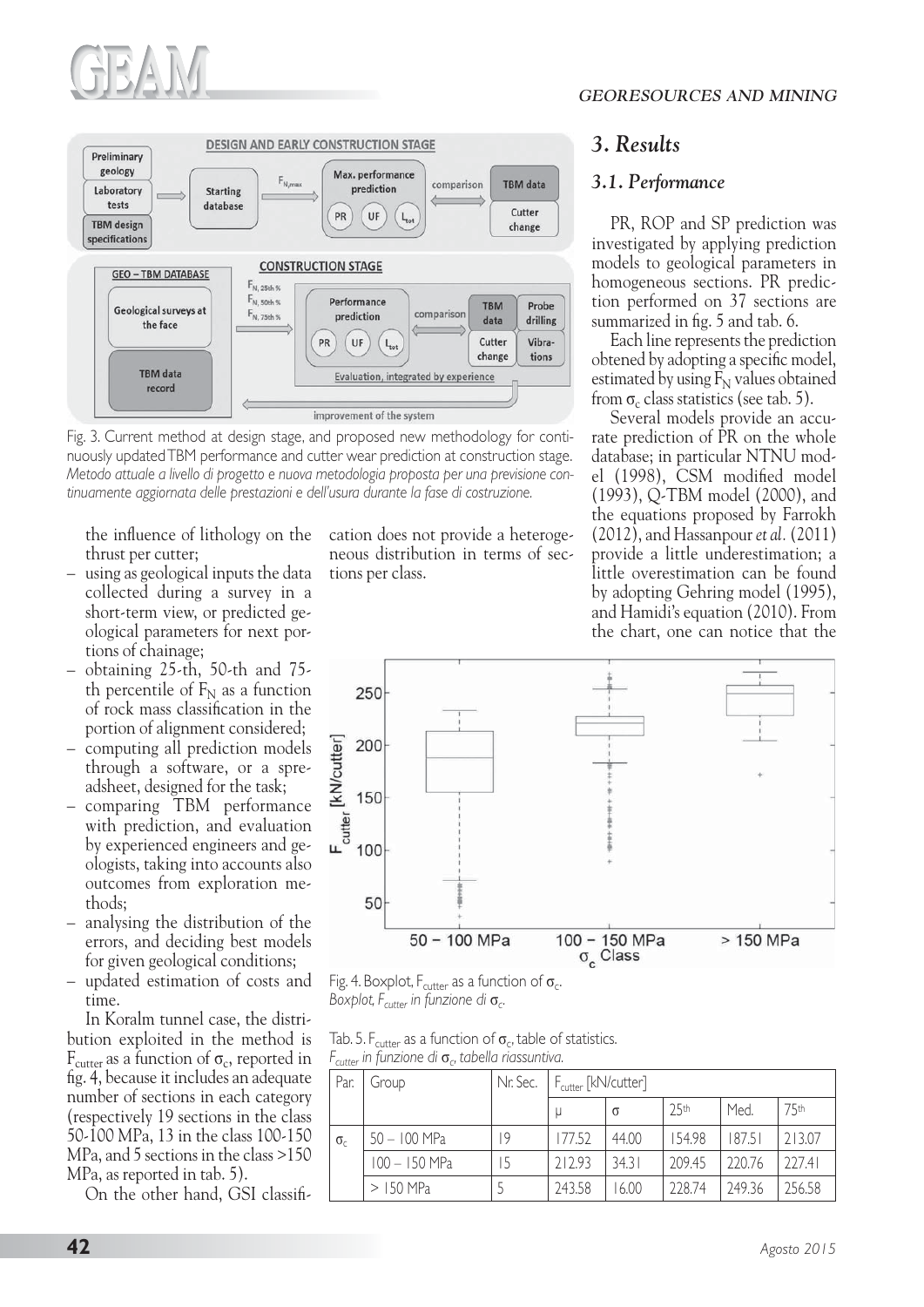Fig. 3. Current method at design stage, and proposed new methodology for continuously updated TBM performance and cutter wear prediction at construction stage. *Metodo attuale a livello di progetto e nuova metodologia proposta per una previsione continuamente aggiornata delle prestazioni e dell'usura durante la fase di costruzione.*

the influence of lithology on the thrust per cutter;

- using as geological inputs the data collected during a survey in a short-term view, or predicted geological parameters for next portions of chainage;
- obtaining 25-th, 50-th and 75-th percentile of $F_N$ as a function of rock mass classification in the portion of alignment considered;
- computing all prediction models through a software, or a spreadsheet, designed for the task;
- comparing TBM performance with prediction, and evaluation by experienced engineers and geologists, taking into accounts also outcomes from exploration methods;
- analysing the distribution of the errors, and deciding best models for given geological conditions;
- updated estimation of costs and time.

In Koralm tunnel case, the distribution exploited in the method is $F_{cutter}$ as a function of $\sigma_c$, reported in fig. 4, because it includes an adequate number of sections in each category (respectively 19 sections in the class 50-100 MPa, 13 in the class 100-150 MPa, and 5 sections in the class >150 MPa, as reported in tab. 5).

On the other hand, GSI classification does not provide a heterogeneous distribution in terms of sections per class.

Fig. 4. Boxplot, $F_{cutter}$ as a function of $\sigma_c$. *Boxplot, $F_{cutter}$ in funzione di $\sigma_c$.*

Tab. 5. $F_{cutter}$ as a function of $\sigma_c$, table of statistics. *$F_{cutter}$ in funzione di $\sigma_c$, tabella riassuntiva.*

| Par. | Group | Nr. Sec. | $F_{cutter}$ [kN/cutter] | | | | |
|---|---|---|---|---|---|---|---|
| | | | μ | σ | 25th | Med. | 75th |
| $\sigma_c$ | 50 – 100 MPa | 19 | 177.52 | 44.00 | 154.98 | 187.51 | 213.07 |
| | 100 – 150 MPa | 15 | 212.93 | 34.31 | 209.45 | 220.76 | 227.41 |
| | > 150 MPa | 5 | 243.58 | 16.00 | 228.74 | 249.36 | 256.58 |

## 3. Results

### 3.1. Performance

PR, ROP and SP prediction was investigated by applying prediction models to geological parameters in homogeneous sections. PR prediction performed on 37 sections are summarized in fig. 5 and tab. 6.

Each line represents the prediction obtened by adopting a specific model, estimated by using $F_N$ values obtained from $\sigma_c$ class statistics (see tab. 5).

Several models provide an accurate prediction of PR on the whole database; in particular NTNU model (1998), CSM modified model (1993), Q-TBM model (2000), and the equations proposed by Farrokh (2012), and Hassanpour *et al.* (2011) provide a little underestimation; a little overestimation can be found by adopting Gehring model (1995), and Hamidi's equation (2010). From the chart, one can notice that the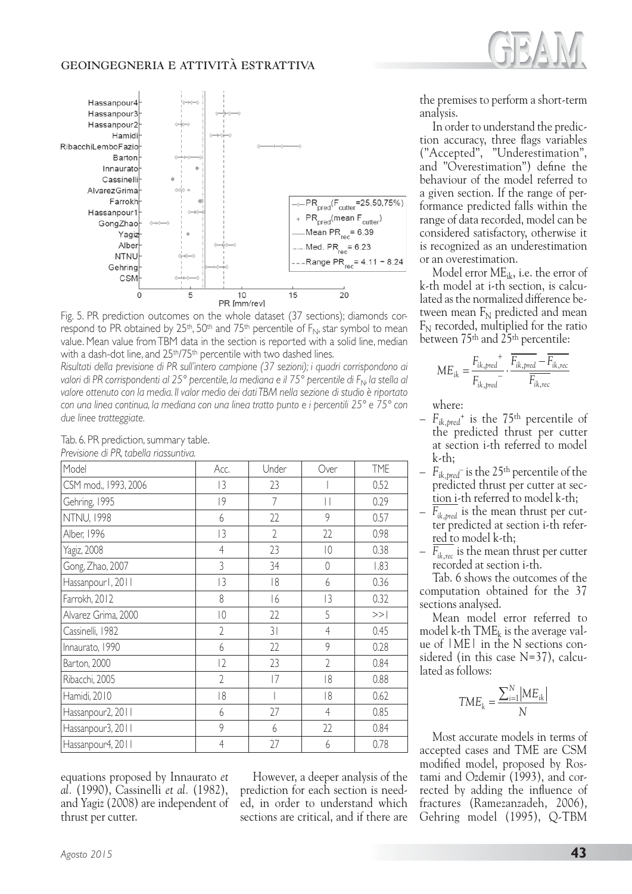Fig. 5. PR prediction outcomes on the whole dataset (37 sections); diamonds correspond to PR obtained by 25th, 50th and 75th percentile of $F_N$, star symbol to mean value. Mean value from TBM data in the section is reported with a solid line, median with a dash-dot line, and 25th/75th percentile with two dashed lines.

*Risultati della previsione di PR sull'intero campione (37 sezioni); i quadri corrispondono ai valori di PR corrispondenti al 25° percentile, la mediana e il 75° percentile di $F_N$, la stella al valore ottenuto con la media. Il valor medio dei dati TBM nella sezione di studio è riportato con una linea continua, la mediana con una linea tratto punto e i percentili 25° e 75° con due linee tratteggiate.*

Tab. 6. PR prediction, summary table.
*Previsione di PR, tabella riassuntiva.*

| Model | Acc. | Under | Over | TME |
|---|---|---|---|---|
| CSM mod., 1993, 2006 | 13 | 23 | 1 | 0.52 |
| Gehring, 1995 | 19 | 7 | 11 | 0.29 |
| NTNU, 1998 | 6 | 22 | 9 | 0.57 |
| Alber, 1996 | 13 | 2 | 22 | 0.98 |
| Yagiz, 2008 | 4 | 23 | 10 | 0.38 |
| Gong, Zhao, 2007 | 3 | 34 | 0 | 1.83 |
| Hassanpour1, 2011 | 13 | 18 | 6 | 0.36 |
| Farrokh, 2012 | 8 | 16 | 13 | 0.32 |
| Alvarez Grima, 2000 | 10 | 22 | 5 | >>1 |
| Cassinelli, 1982 | 2 | 31 | 4 | 0.45 |
| Innaurato, 1990 | 6 | 22 | 9 | 0.28 |
| Barton, 2000 | 12 | 23 | 2 | 0.84 |
| Ribacchi, 2005 | 2 | 17 | 18 | 0.88 |
| Hamidi, 2010 | 18 | 1 | 18 | 0.62 |
| Hassanpour2, 2011 | 6 | 27 | 4 | 0.85 |
| Hassanpour3, 2011 | 9 | 6 | 22 | 0.84 |
| Hassanpour4, 2011 | 4 | 27 | 6 | 0.78 |

equations proposed by Innaurato *et al.* (1990), Cassinelli *et al.* (1982), and Yagiz (2008) are independent of thrust per cutter.

However, a deeper analysis of the prediction for each section is needed, in order to understand which sections are critical, and if there are the premises to perform a short-term analysis.

In order to understand the prediction accuracy, three flags variables ("Accepted", "Underestimation", and "Overestimation") define the behaviour of the model referred to a given section. If the range of performance predicted falls within the range of data recorded, model can be considered satisfactory, otherwise it is recognized as an underestimation or an overestimation.

Model error $ME_{ik}$, i.e. the error of k-th model at i-th section, is calculated as the normalized difference between mean $F_N$ predicted and mean $F_N$ recorded, multiplied for the ratio between 75th and 25th percentile:

$$ME_{ik} = \frac{F_{ik,pred}^{+}}{F_{ik,pred}^{-}} \cdot \frac{\overline{F_{ik,pred}} - \overline{F_{ik,rec}}}{\overline{F_{ik,rec}}}$$

where:

- $F_{ik,pred}^{+}$ is the 75th percentile of the predicted thrust per cutter at section i-th referred to model k-th;
- $F_{ik,pred}^{-}$ is the 25th percentile of the predicted thrust per cutter at section i-th referred to model k-th;
- $\overline{F_{ik,pred}}$ is the mean thrust per cutter predicted at section i-th referred to model k-th;
- $\overline{F_{ik,rec}}$ is the mean thrust per cutter recorded at section i-th.

Tab. 6 shows the outcomes of the computation obtained for the 37 sections analysed.

Mean model error referred to model k-th $TME_k$ is the average value of $|ME|$ in the N sections considered (in this case N=37), calculated as follows:

$$TME_k = \frac{\sum_{i=1}^{N} |ME_{ik}|}{N}$$

Most accurate models in terms of accepted cases and TME are CSM modified model, proposed by Rostami and Ozdemir (1993), and corrected by adding the influence of fractures (Ramezanzadeh, 2006), Gehring model (1995), Q-TBM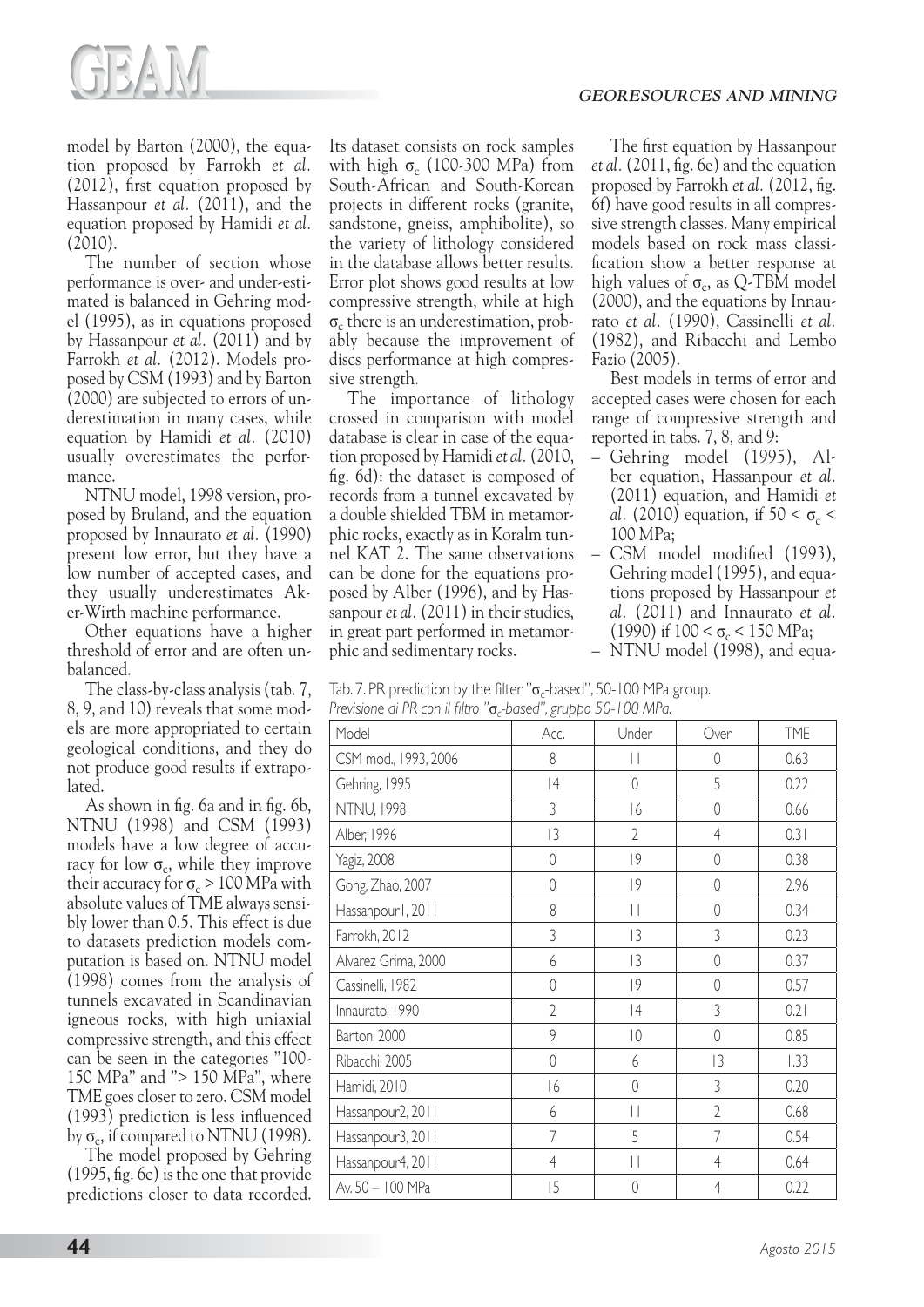model by Barton (2000), the equation proposed by Farrokh *et al.* (2012), first equation proposed by Hassanpour *et al.* (2011), and the equation proposed by Hamidi *et al.* (2010).

The number of section whose performance is over- and under-estimated is balanced in Gehring model (1995), as in equations proposed by Hassanpour *et al.* (2011) and by Farrokh *et al.* (2012). Models proposed by CSM (1993) and by Barton (2000) are subjected to errors of underestimation in many cases, while equation by Hamidi *et al.* (2010) usually overestimates the performance.

NTNU model, 1998 version, proposed by Bruland, and the equation proposed by Innaurato *et al.* (1990) present low error, but they have a low number of accepted cases, and they usually underestimates Aker-Wirth machine performance.

Other equations have a higher threshold of error and are often unbalanced.

The class-by-class analysis (tab. 7, 8, 9, and 10) reveals that some models are more appropriated to certain geological conditions, and they do not produce good results if extrapolated.

As shown in fig. 6a and in fig. 6b, NTNU (1998) and CSM (1993) models have a low degree of accuracy for low $\sigma_c$, while they improve their accuracy for $\sigma_c > 100$ MPa with absolute values of TME always sensibly lower than 0.5. This effect is due to datasets prediction models computation is based on. NTNU model (1998) comes from the analysis of tunnels excavated in Scandinavian igneous rocks, with high uniaxial compressive strength, and this effect can be seen in the categories "100-150 MPa" and "> 150 MPa", where TME goes closer to zero. CSM model (1993) prediction is less influenced by $\sigma_c$, if compared to NTNU (1998).

The model proposed by Gehring (1995, fig. 6c) is the one that provide predictions closer to data recorded. Its dataset consists on rock samples with high $\sigma_c$ (100-300 MPa) from South-African and South-Korean projects in different rocks (granite, sandstone, gneiss, amphibolite), so the variety of lithology considered in the database allows better results. Error plot shows good results at low compressive strength, while at high $\sigma_c$ there is an underestimation, probably because the improvement of discs performance at high compressive strength.

The importance of lithology crossed in comparison with model database is clear in case of the equation proposed by Hamidi *et al.* (2010, fig. 6d): the dataset is composed of records from a tunnel excavated by a double shielded TBM in metamorphic rocks, exactly as in Koralm tunnel KAT 2. The same observations can be done for the equations proposed by Alber (1996), and by Hassanpour *et al.* (2011) in their studies, in great part performed in metamorphic and sedimentary rocks.

The first equation by Hassanpour *et al.* (2011, fig. 6e) and the equation proposed by Farrokh *et al.* (2012, fig. 6f) have good results in all compressive strength classes. Many empirical models based on rock mass classification show a better response at high values of $\sigma_c$, as Q-TBM model (2000), and the equations by Innaurato *et al.* (1990), Cassinelli *et al.* (1982), and Ribacchi and Lembo Fazio (2005).

Best models in terms of error and accepted cases were chosen for each range of compressive strength and reported in tabs. 7, 8, and 9:

- Gehring model (1995), Alber equation, Hassanpour *et al.* (2011) equation, and Hamidi *et al.* (2010) equation, if $50 < \sigma_c < 100$ MPa;
- CSM model modified (1993), Gehring model (1995), and equations proposed by Hassanpour *et al.* (2011) and Innaurato *et al.* (1990) if $100 < \sigma_c < 150$ MPa;
- NTNU model (1998), and equa-

Tab. 7. PR prediction by the filter "$\sigma_c$-based", 50-100 MPa group.
*Previsione di PR con il filtro "$\sigma_c$-based", gruppo 50-100 MPa.*

| Model | Acc. | Under | Over | TME |
|---|---|---|---|---|
| CSM mod., 1993, 2006 | 8 | 11 | 0 | 0.63 |
| Gehring, 1995 | 14 | 0 | 5 | 0.22 |
| NTNU, 1998 | 3 | 16 | 0 | 0.66 |
| Alber, 1996 | 13 | 2 | 4 | 0.31 |
| Yagiz, 2008 | 0 | 19 | 0 | 0.38 |
| Gong, Zhao, 2007 | 0 | 19 | 0 | 2.96 |
| Hassanpour1, 2011 | 8 | 11 | 0 | 0.34 |
| Farrokh, 2012 | 3 | 13 | 3 | 0.23 |
| Alvarez Grima, 2000 | 6 | 13 | 0 | 0.37 |
| Cassinelli, 1982 | 0 | 19 | 0 | 0.57 |
| Innaurato, 1990 | 2 | 14 | 3 | 0.21 |
| Barton, 2000 | 9 | 10 | 0 | 0.85 |
| Ribacchi, 2005 | 0 | 6 | 13 | 1.33 |
| Hamidi, 2010 | 16 | 0 | 3 | 0.20 |
| Hassanpour2, 2011 | 6 | 11 | 2 | 0.68 |
| Hassanpour3, 2011 | 7 | 5 | 7 | 0.54 |
| Hassanpour4, 2011 | 4 | 11 | 4 | 0.64 |
| Av. 50 – 100 MPa | 15 | 0 | 4 | 0.22 |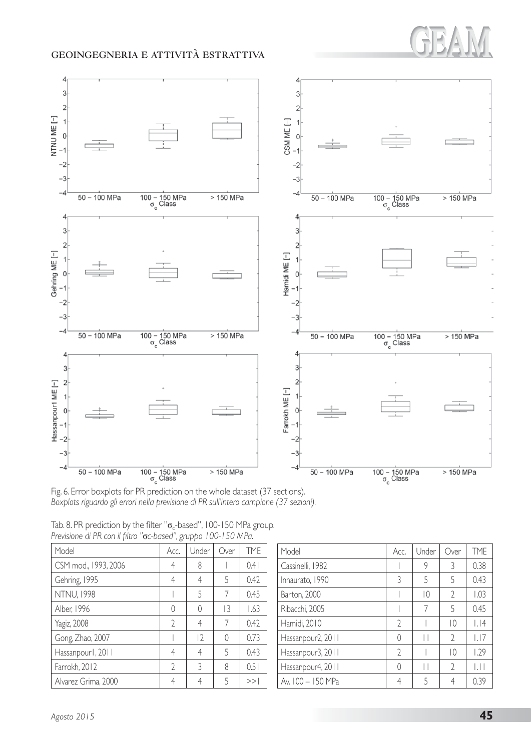Fig. 6. Error boxplots for PR prediction on the whole dataset (37 sections).
*Boxplots riguardo gli errori nella previsione di PR sull'intero campione (37 sezioni).*

Tab. 8. PR prediction by the filter "$\sigma_c$-based", 100-150 MPa group.
*Previsione di PR con il filtro "σc-based", gruppo 100-150 MPa.*

| Model | Acc. | Under | Over | TME |
|---|---|---|---|---|
| CSM mod., 1993, 2006 | 4 | 8 | 1 | 0.41 |
| Gehring, 1995 | 4 | 4 | 5 | 0.42 |
| NTNU, 1998 | 1 | 5 | 7 | 0.45 |
| Alber, 1996 | 0 | 0 | 13 | 1.63 |
| Yagiz, 2008 | 2 | 4 | 7 | 0.42 |
| Gong, Zhao, 2007 | 1 | 12 | 0 | 0.73 |
| Hassanpour1, 2011 | 4 | 4 | 5 | 0.43 |
| Farrokh, 2012 | 2 | 3 | 8 | 0.51 |
| Alvarez Grima, 2000 | 4 | 4 | 5 | >>1 |
| Cassinelli, 1982 | 1 | 9 | 3 | 0.38 |
| Innaurato, 1990 | 3 | 5 | 5 | 0.43 |
| Barton, 2000 | 1 | 10 | 2 | 1.03 |
| Ribacchi, 2005 | 1 | 7 | 5 | 0.45 |
| Hamidi, 2010 | 2 | 1 | 10 | 1.14 |
| Hassanpour2, 2011 | 0 | 11 | 2 | 1.17 |
| Hassanpour3, 2011 | 2 | 1 | 10 | 1.29 |
| Hassanpour4, 2011 | 0 | 11 | 2 | 1.11 |
| Av. 100 – 150 MPa | 4 | 5 | 4 | 0.39 |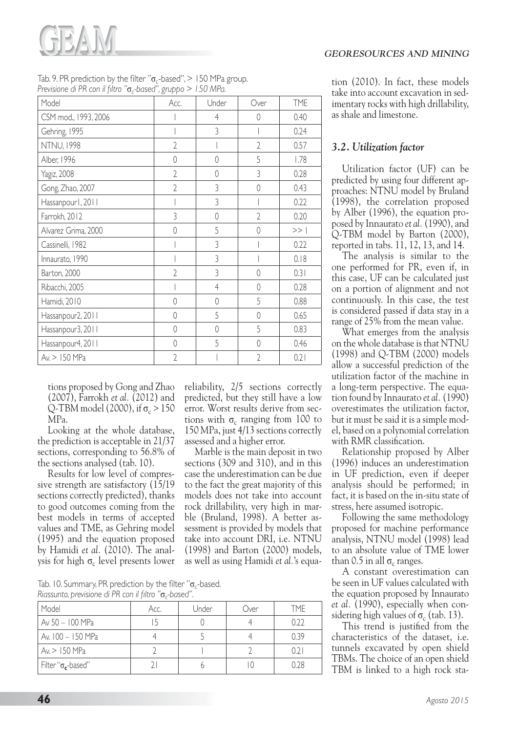Tab. 9. PR prediction by the filter "$\sigma_c$-based", > 150 MPa group.
*Previsione di PR con il filtro "$\sigma_c$-based", gruppo > 150 MPa.*

| Model | Acc. | Under | Over | TME |
|---|---|---|---|---|
| CSM mod., 1993, 2006 | 1 | 4 | 0 | 0.40 |
| Gehring, 1995 | 1 | 3 | 1 | 0.24 |
| NTNU, 1998 | 2 | 1 | 2 | 0.57 |
| Alber, 1996 | 0 | 0 | 5 | 1.78 |
| Yagiz, 2008 | 2 | 0 | 3 | 0.28 |
| Gong, Zhao, 2007 | 2 | 3 | 0 | 0.43 |
| Hassanpour1, 2011 | 1 | 3 | 1 | 0.22 |
| Farrokh, 2012 | 3 | 0 | 2 | 0.20 |
| Alvarez Grima, 2000 | 0 | 5 | 0 | >> 1 |
| Cassinelli, 1982 | 1 | 3 | 1 | 0.22 |
| Innaurato, 1990 | 1 | 3 | 1 | 0.18 |
| Barton, 2000 | 2 | 3 | 0 | 0.31 |
| Ribacchi, 2005 | 1 | 4 | 0 | 0.28 |
| Hamidi, 2010 | 0 | 0 | 5 | 0.88 |
| Hassanpour2, 2011 | 0 | 5 | 0 | 0.65 |
| Hassanpour3, 2011 | 0 | 0 | 5 | 0.83 |
| Hassanpour4, 2011 | 0 | 5 | 0 | 0.46 |
| Av. > 150 MPa | 2 | 1 | 2 | 0.21 |

tions proposed by Gong and Zhao (2007), Farrokh *et al.* (2012) and Q-TBM model (2000), if $\sigma_c > 150$ MPa.

Looking at the whole database, the prediction is acceptable in 21/37 sections, corresponding to 56.8% of the sections analysed (tab. 10).

Results for low level of compressive strength are satisfactory (15/19 sections correctly predicted), thanks to good outcomes coming from the best models in terms of accepted values and TME, as Gehring model (1995) and the equation proposed by Hamidi *et al.* (2010). The analysis for high $\sigma_c$ level presents lower reliability, 2/5 sections correctly predicted, but they still have a low error. Worst results derive from sections with $\sigma_c$ ranging from 100 to 150 MPa, just 4/13 sections correctly assessed and a higher error.

Marble is the main deposit in two sections (309 and 310), and in this case the underestimation can be due to the fact the great majority of this models does not take into account rock drillability, very high in marble (Bruland, 1998). A better assessment is provided by models that take into account DRI, i.e. NTNU (1998) and Barton (2000) models, as well as using Hamidi *et al.*'s equation (2010). In fact, these models take into account excavation in sedimentary rocks with high drillability, as shale and limestone.

Tab. 10. Summary, PR prediction by the filter "$\sigma_c$-based.
*Riassunto, previsione di PR con il filtro "$\sigma_c$-based".*

| Model | Acc. | Under | Over | TME |
|---|---|---|---|---|
| Av 50 – 100 MPa | 15 | 0 | 4 | 0.22 |
| Av. 100 – 150 MPa | 4 | 5 | 4 | 0.39 |
| Av. > 150 MPa | 2 | 1 | 2 | 0.21 |
| Filter "$\sigma_c$-based" | 21 | 6 | 10 | 0.28 |

### 3.2. Utilization factor

Utilization factor (UF) can be predicted by using four different approaches: NTNU model by Bruland (1998), the correlation proposed by Alber (1996), the equation proposed by Innaurato *et al.* (1990), and Q-TBM model by Barton (2000), reported in tabs. 11, 12, 13, and 14.

The analysis is similar to the one performed for PR, even if, in this case, UF can be calculated just on a portion of alignment and not continuously. In this case, the test is considered passed if data stay in a range of 25% from the mean value.

What emerges from the analysis on the whole database is that NTNU (1998) and Q-TBM (2000) models allow a successful prediction of the utilization factor of the machine in a long-term perspective. The equation found by Innaurato *et al.* (1990) overestimates the utilization factor, but it must be said it is a simple model, based on a polynomial correlation with RMR classification.

Relationship proposed by Alber (1996) induces an underestimation in UF prediction, even if deeper analysis should be performed; in fact, it is based on the in-situ state of stress, here assumed isotropic.

Following the same methodology proposed for machine performance analysis, NTNU model (1998) lead to an absolute value of TME lower than 0.5 in all $\sigma_c$ ranges.

A constant overestimation can be seen in UF values calculated with the equation proposed by Innaurato *et al.* (1990), especially when considering high values of $\sigma_c$ (tab. 13).

This trend is justified from the characteristics of the dataset, i.e. tunnels excavated by open shield TBMs. The choice of an open shield TBM is linked to a high rock sta-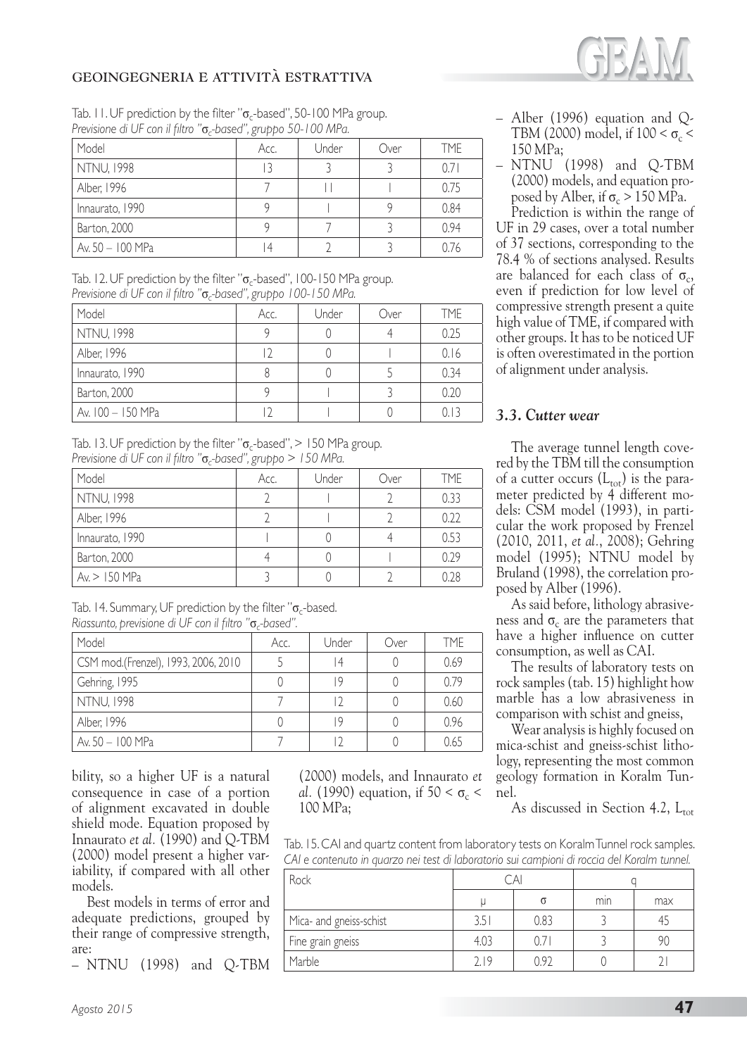Tab. 11. UF prediction by the filter "$\sigma_c$-based", 50-100 MPa group.
*Previsione di UF con il filtro "$\sigma_c$-based", gruppo 50-100 MPa.*

| Model | Acc. | Under | Over | TME |
|---|---|---|---|---|
| NTNU, 1998 | 13 | 3 | 3 | 0.71 |
| Alber, 1996 | 7 | 11 | 1 | 0.75 |
| Innaurato, 1990 | 9 | 1 | 9 | 0.84 |
| Barton, 2000 | 9 | 7 | 3 | 0.94 |
| Av. 50 – 100 MPa | 14 | 2 | 3 | 0.76 |

Tab. 12. UF prediction by the filter "$\sigma_c$-based", 100-150 MPa group.
*Previsione di UF con il filtro "$\sigma_c$-based", gruppo 100-150 MPa.*

| Model | Acc. | Under | Over | TME |
|---|---|---|---|---|
| NTNU, 1998 | 9 | 0 | 4 | 0.25 |
| Alber, 1996 | 12 | 0 | 1 | 0.16 |
| Innaurato, 1990 | 8 | 0 | 5 | 0.34 |
| Barton, 2000 | 9 | 1 | 3 | 0.20 |
| Av. 100 – 150 MPa | 12 | 1 | 0 | 0.13 |

Tab. 13. UF prediction by the filter "$\sigma_c$-based", > 150 MPa group.
*Previsione di UF con il filtro "$\sigma_c$-based", gruppo > 150 MPa.*

| Model | Acc. | Under | Over | TME |
|---|---|---|---|---|
| NTNU, 1998 | 2 | 1 | 2 | 0.33 |
| Alber, 1996 | 2 | 1 | 2 | 0.22 |
| Innaurato, 1990 | 1 | 0 | 4 | 0.53 |
| Barton, 2000 | 4 | 0 | 1 | 0.29 |
| Av. > 150 MPa | 3 | 0 | 2 | 0.28 |

Tab. 14. Summary, UF prediction by the filter "$\sigma_c$-based.
*Riassunto, previsione di UF con il filtro "$\sigma_c$-based".*

| Model | Acc. | Under | Over | TME |
|---|---|---|---|---|
| CSM mod.(Frenzel), 1993, 2006, 2010 | 5 | 14 | 0 | 0.69 |
| Gehring, 1995 | 0 | 19 | 0 | 0.79 |
| NTNU, 1998 | 7 | 12 | 0 | 0.60 |
| Alber, 1996 | 0 | 19 | 0 | 0.96 |
| Av. 50 – 100 MPa | 7 | 12 | 0 | 0.65 |

bility, so a higher UF is a natural consequence in case of a portion of alignment excavated in double shield mode. Equation proposed by Innaurato *et al.* (1990) and Q-TBM (2000) model present a higher variability, if compared with all other models.

Best models in terms of error and adequate predictions, grouped by their range of compressive strength, are:

- NTNU (1998) and Q-TBM (2000) models, and Innaurato *et al.* (1990) equation, if $50 < \sigma_c < 100$ MPa;
- Alber (1996) equation and Q-TBM (2000) model, if $100 < \sigma_c < 150$ MPa;
- NTNU (1998) and Q-TBM (2000) models, and equation proposed by Alber, if $\sigma_c > 150$ MPa.

Prediction is within the range of UF in 29 cases, over a total number of 37 sections, corresponding to the 78.4 % of sections analysed. Results are balanced for each class of $\sigma_c$, even if prediction for low level of compressive strength present a quite high value of TME, if compared with other groups. It has to be noticed UF is often overestimated in the portion of alignment under analysis.

### 3.3. Cutter wear

The average tunnel length covered by the TBM till the consumption of a cutter occurs ($L_{tot}$) is the parameter predicted by 4 different models: CSM model (1993), in particular the work proposed by Frenzel (2010, 2011, *et al.*, 2008); Gehring model (1995); NTNU model by Bruland (1998), the correlation proposed by Alber (1996).

As said before, lithology abrasiveness and $\sigma_c$ are the parameters that have a higher influence on cutter consumption, as well as CAI.

The results of laboratory tests on rock samples (tab. 15) highlight how marble has a low abrasiveness in comparison with schist and gneiss,

Wear analysis is highly focused on mica-schist and gneiss-schist lithology, representing the most common geology formation in Koralm Tunnel.

As discussed in Section 4.2, $L_{tot}$

Tab. 15. CAI and quartz content from laboratory tests on Koralm Tunnel rock samples.
*CAI e contenuto in quarzo nei test di laboratorio sui campioni di roccia del Koralm tunnel.*

| Rock | CAI | | q | |
|---|---|---|---|---|
| | μ | σ | min | max |
| Mica- and gneiss-schist | 3.51 | 0.83 | 3 | 45 |
| Fine grain gneiss | 4.03 | 0.71 | 3 | 90 |
| Marble | 2.19 | 0.92 | 0 | 21 |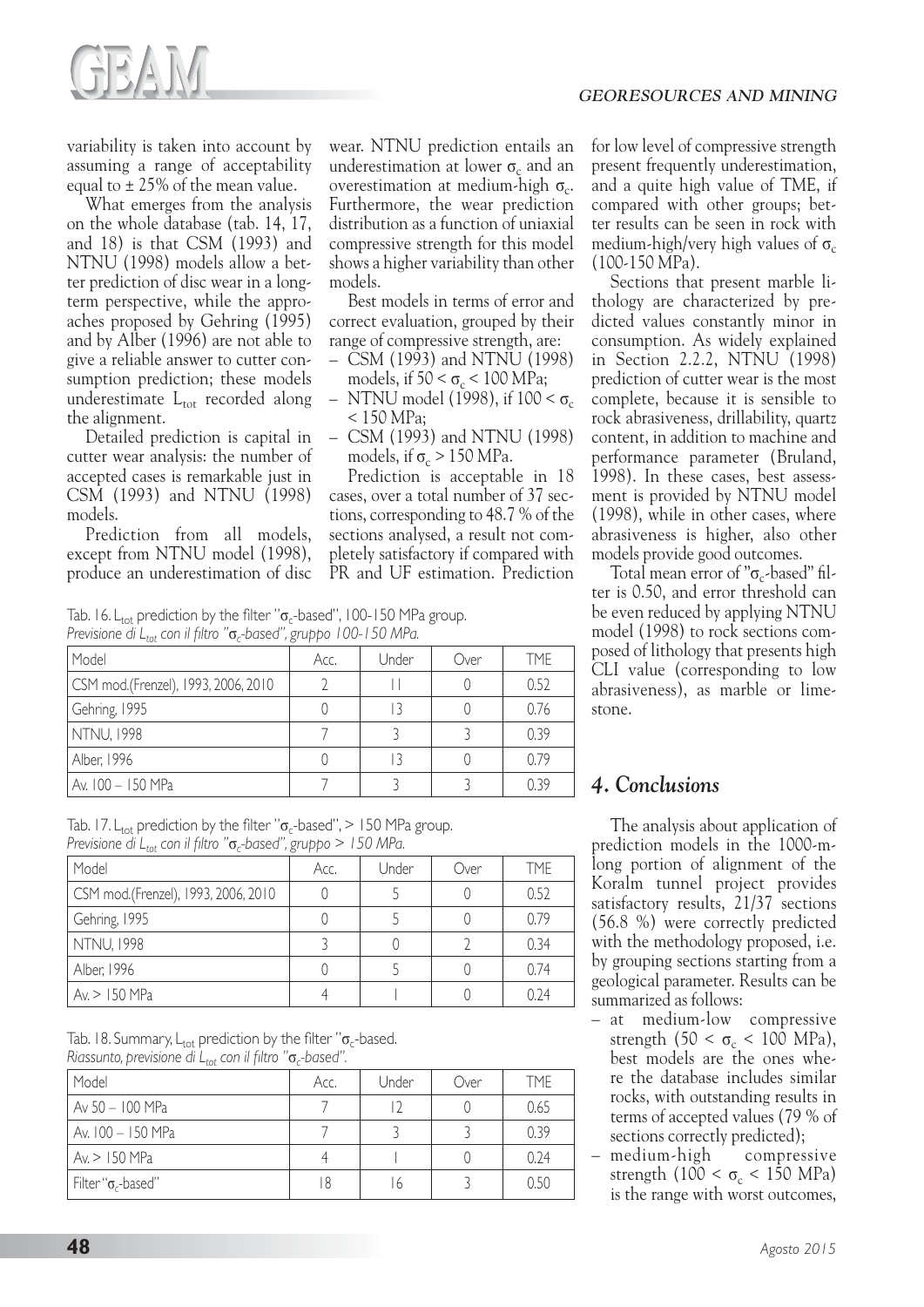variability is taken into account by assuming a range of acceptability equal to ± 25% of the mean value.

What emerges from the analysis on the whole database (tab. 14, 17, and 18) is that CSM (1993) and NTNU (1998) models allow a better prediction of disc wear in a long-term perspective, while the approaches proposed by Gehring (1995) and by Alber (1996) are not able to give a reliable answer to cutter consumption prediction; these models underestimate $L_{tot}$ recorded along the alignment.

Detailed prediction is capital in cutter wear analysis: the number of accepted cases is remarkable just in CSM (1993) and NTNU (1998) models.

Prediction from all models, except from NTNU model (1998), produce an underestimation of disc wear. NTNU prediction entails an underestimation at lower $\sigma_c$ and an overestimation at medium-high $\sigma_c$. Furthermore, the wear prediction distribution as a function of uniaxial compressive strength for this model shows a higher variability than other models.

Best models in terms of error and correct evaluation, grouped by their range of compressive strength, are:

– CSM (1993) and NTNU (1998) models, if $50 < \sigma_c < 100$ MPa;
– NTNU model (1998), if $100 < \sigma_c < 150$ MPa;
– CSM (1993) and NTNU (1998) models, if $\sigma_c > 150$ MPa.

Prediction is acceptable in 18 cases, over a total number of 37 sections, corresponding to 48.7 % of the sections analysed, a result not completely satisfactory if compared with PR and UF estimation. Prediction for low level of compressive strength present frequently underestimation, and a quite high value of TME, if compared with other groups; better results can be seen in rock with medium-high/very high values of $\sigma_c$ (100-150 MPa).

Sections that present marble lithology are characterized by predicted values constantly minor in consumption. As widely explained in Section 2.2.2, NTNU (1998) prediction of cutter wear is the most complete, because it is sensible to rock abrasiveness, drillability, quartz content, in addition to machine and performance parameter (Bruland, 1998). In these cases, best assessment is provided by NTNU model (1998), while in other cases, where abrasiveness is higher, also other models provide good outcomes.

Total mean error of "$\sigma_c$-based" filter is 0.50, and error threshold can be even reduced by applying NTNU model (1998) to rock sections composed of lithology that presents high CLI value (corresponding to low abrasiveness), as marble or limestone.

Tab. 16. $L_{tot}$ prediction by the filter "$\sigma_c$-based", 100-150 MPa group.
*Previsione di $L_{tot}$ con il filtro "$\sigma_c$-based", gruppo 100-150 MPa.*

| Model | Acc. | Under | Over | TME |
|---|---|---|---|---|
| CSM mod.(Frenzel), 1993, 2006, 2010 | 2 | 11 | 0 | 0.52 |
| Gehring, 1995 | 0 | 13 | 0 | 0.76 |
| NTNU, 1998 | 7 | 3 | 3 | 0.39 |
| Alber, 1996 | 0 | 13 | 0 | 0.79 |
| Av. 100 – 150 MPa | 7 | 3 | 3 | 0.39 |

Tab. 17. $L_{tot}$ prediction by the filter "$\sigma_c$-based", > 150 MPa group.
*Previsione di $L_{tot}$ con il filtro "$\sigma_c$-based", gruppo > 150 MPa.*

| Model | Acc. | Under | Over | TME |
|---|---|---|---|---|
| CSM mod.(Frenzel), 1993, 2006, 2010 | 0 | 5 | 0 | 0.52 |
| Gehring, 1995 | 0 | 5 | 0 | 0.79 |
| NTNU, 1998 | 3 | 0 | 2 | 0.34 |
| Alber, 1996 | 0 | 5 | 0 | 0.74 |
| Av. > 150 MPa | 4 | 1 | 0 | 0.24 |

Tab. 18. Summary, $L_{tot}$ prediction by the filter "$\sigma_c$-based.
*Riassunto, previsione di $L_{tot}$ con il filtro "$\sigma_c$-based".*

| Model | Acc. | Under | Over | TME |
|---|---|---|---|---|
| Av 50 – 100 MPa | 7 | 12 | 0 | 0.65 |
| Av. 100 – 150 MPa | 7 | 3 | 3 | 0.39 |
| Av. > 150 MPa | 4 | 1 | 0 | 0.24 |
| Filter "$\sigma_c$-based" | 18 | 16 | 3 | 0.50 |

## 4. Conclusions

The analysis about application of prediction models in the 1000-m-long portion of alignment of the Koralm tunnel project provides satisfactory results, 21/37 sections (56.8 %) were correctly predicted with the methodology proposed, i.e. by grouping sections starting from a geological parameter. Results can be summarized as follows:

– at medium-low compressive strength ($50 < \sigma_c < 100$ MPa), best models are the ones where the database includes similar rocks, with outstanding results in terms of accepted values (79 % of sections correctly predicted);
– medium-high compressive strength ($100 < \sigma_c < 150$ MPa) is the range with worst outcomes,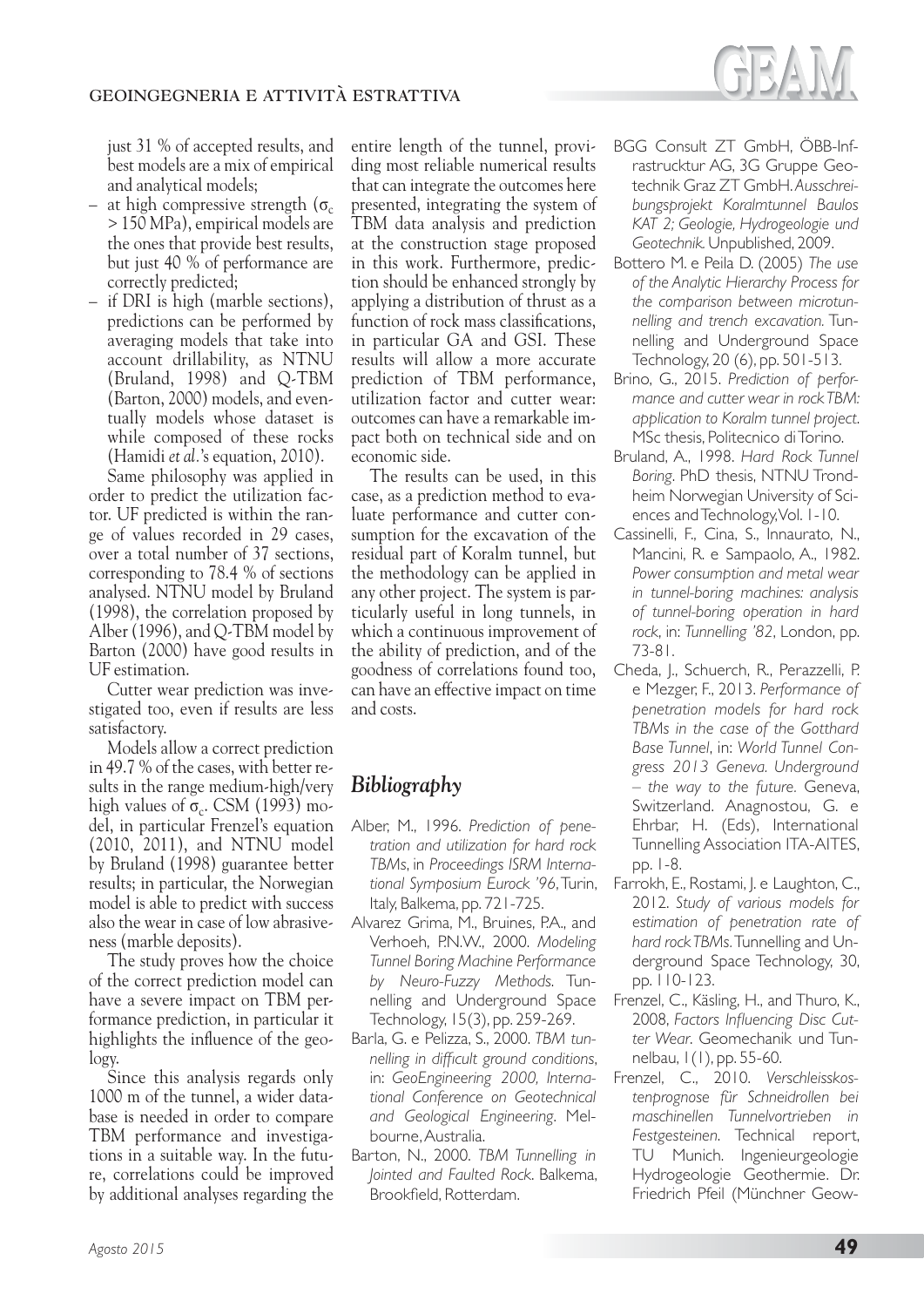just 31 % of accepted results, and best models are a mix of empirical and analytical models;

– at high compressive strength ($\sigma_c$ > 150 MPa), empirical models are the ones that provide best results, but just 40 % of performance are correctly predicted;

– if DRI is high (marble sections), predictions can be performed by averaging models that take into account drillability, as NTNU (Bruland, 1998) and Q-TBM (Barton, 2000) models, and eventually models whose dataset is while composed of these rocks (Hamidi *et al.*'s equation, 2010).

Same philosophy was applied in order to predict the utilization factor. UF predicted is within the range of values recorded in 29 cases, over a total number of 37 sections, corresponding to 78.4 % of sections analysed. NTNU model by Bruland (1998), the correlation proposed by Alber (1996), and Q-TBM model by Barton (2000) have good results in UF estimation.

Cutter wear prediction was investigated too, even if results are less satisfactory.

Models allow a correct prediction in 49.7 % of the cases, with better results in the range medium-high/very high values of $\sigma_c$. CSM (1993) model, in particular Frenzel's equation (2010, 2011), and NTNU model by Bruland (1998) guarantee better results; in particular, the Norwegian model is able to predict with success also the wear in case of low abrasiveness (marble deposits).

The study proves how the choice of the correct prediction model can have a severe impact on TBM performance prediction, in particular it highlights the influence of the geology.

Since this analysis regards only 1000 m of the tunnel, a wider database is needed in order to compare TBM performance and investigations in a suitable way. In the future, correlations could be improved by additional analyses regarding the entire length of the tunnel, providing most reliable numerical results that can integrate the outcomes here presented, integrating the system of TBM data analysis and prediction at the construction stage proposed in this work. Furthermore, prediction should be enhanced strongly by applying a distribution of thrust as a function of rock mass classifications, in particular GA and GSI. These results will allow a more accurate prediction of TBM performance, utilization factor and cutter wear: outcomes can have a remarkable impact both on technical side and on economic side.

The results can be used, in this case, as a prediction method to evaluate performance and cutter consumption for the excavation of the residual part of Koralm tunnel, but the methodology can be applied in any other project. The system is particularly useful in long tunnels, in which a continuous improvement of the ability of prediction, and of the goodness of correlations found too, can have an effective impact on time and costs.

## Bibliography

Alber, M., 1996. *Prediction of penetration and utilization for hard rock TBMs*, in *Proceedings ISRM International Symposium Eurock '96*, Turin, Italy, Balkema, pp. 721-725.

Alvarez Grima, M., Bruines, P.A., and Verhoeh, P.N.W., 2000. *Modeling Tunnel Boring Machine Performance by Neuro-Fuzzy Methods*. Tunnelling and Underground Space Technology, 15(3), pp. 259-269.

Barla, G. e Pelizza, S., 2000. *TBM tunnelling in difficult ground conditions*, in: *GeoEngineering 2000, International Conference on Geotechnical and Geological Engineering*. Melbourne, Australia.

Barton, N., 2000. *TBM Tunnelling in Jointed and Faulted Rock*. Balkema, Brookfield, Rotterdam.

BGG Consult ZT GmbH, ÖBB-Infrastrucktur AG, 3G Gruppe Geotechnik Graz ZT GmbH. *Ausschreibungsprojekt Koralmtunnel Baulos KAT 2; Geologie, Hydrogeologie und Geotechnik*. Unpublished, 2009.

Bottero M. e Peila D. (2005) *The use of the Analytic Hierarchy Process for the comparison between microtunnelling and trench excavation*. Tunnelling and Underground Space Technology, 20 (6), pp. 501-513.

Brino, G., 2015. *Prediction of performance and cutter wear in rock TBM: application to Koralm tunnel project*. MSc thesis, Politecnico di Torino.

Bruland, A., 1998. *Hard Rock Tunnel Boring*. PhD thesis, NTNU Trondheim Norwegian University of Sciences and Technology, Vol. 1-10.

Cassinelli, F., Cina, S., Innaurato, N., Mancini, R. e Sampaolo, A., 1982. *Power consumption and metal wear in tunnel-boring machines: analysis of tunnel-boring operation in hard rock*, in: *Tunnelling '82*, London, pp. 73-81.

Cheda, J., Schuerch, R., Perazzelli, P. e Mezger, F., 2013. *Performance of penetration models for hard rock TBMs in the case of the Gotthard Base Tunnel*, in: *World Tunnel Congress 2013 Geneva. Underground – the way to the future*. Geneva, Switzerland. Anagnostou, G. e Ehrbar, H. (Eds), International Tunnelling Association ITA-AITES, pp. 1-8.

Farrokh, E., Rostami, J. e Laughton, C., 2012. *Study of various models for estimation of penetration rate of hard rock TBMs*. Tunnelling and Underground Space Technology, 30, pp. 110-123.

Frenzel, C., Käsling, H., and Thuro, K., 2008, *Factors Influencing Disc Cutter Wear*. Geomechanik und Tunnelbau, 1(1), pp. 55-60.

Frenzel, C., 2010. *Verschleisskostenprognose für Schneidrollen bei maschinellen Tunnelvortrieben in Festgesteinen*. Technical report, TU Munich. Ingenieurgeologie Hydrogeologie Geothermie. Dr. Friedrich Pfeil (Münchner Geow-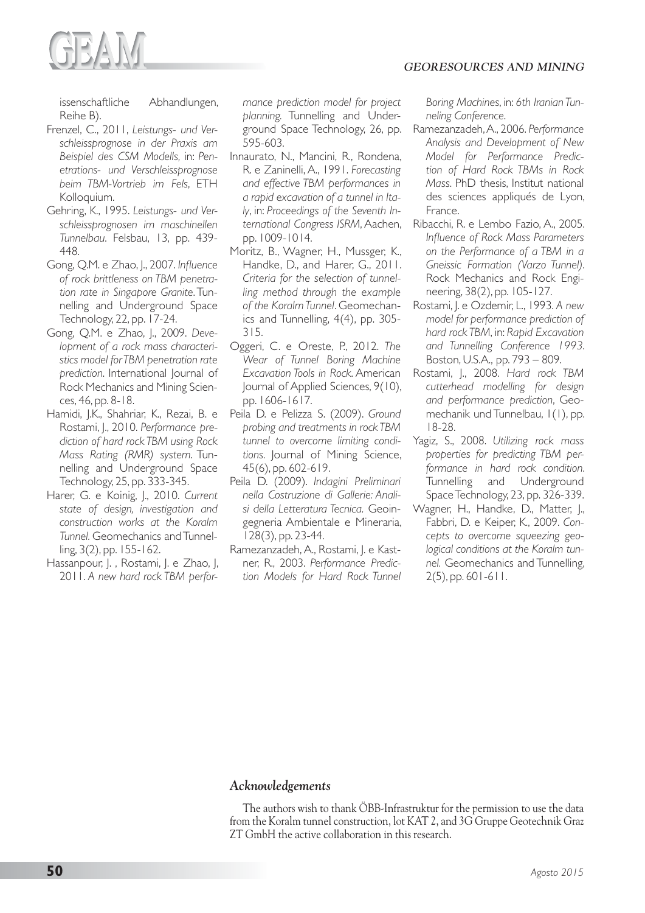issenschaftliche Abhandlungen, Reihe B).

Frenzel, C., 2011, *Leistungs- und Verschleissprognose in der Praxis am Beispiel des CSM Modells*, in: *Penetrations- und Verschleissprognose beim TBM-Vortrieb im Fels*, ETH Kolloquium.

Gehring, K., 1995. *Leistungs- und Verschleissprognosen im maschinellen Tunnelbau*. Felsbau, 13, pp. 439-448.

Gong, Q.M. e Zhao, J., 2007. *Influence of rock brittleness on TBM penetration rate in Singapore Granite*. Tunnelling and Underground Space Technology, 22, pp. 17-24.

Gong, Q.M. e Zhao, J., 2009. *Development of a rock mass characteristics model for TBM penetration rate prediction*. International Journal of Rock Mechanics and Mining Sciences, 46, pp. 8-18.

Hamidi, J.K., Shahriar, K., Rezai, B. e Rostami, J., 2010. *Performance prediction of hard rock TBM using Rock Mass Rating (RMR) system*. Tunnelling and Underground Space Technology, 25, pp. 333-345.

Harer, G. e Koinig, J., 2010. *Current state of design, investigation and construction works at the Koralm Tunnel*. Geomechanics and Tunnelling, 3(2), pp. 155-162.

Hassanpour, J. , Rostami, J. e Zhao, J, 2011. *A new hard rock TBM performance prediction model for project planning*. Tunnelling and Underground Space Technology, 26, pp. 595-603.

Innaurato, N., Mancini, R., Rondena, R. e Zaninelli, A., 1991. *Forecasting and effective TBM performances in a rapid excavation of a tunnel in Italy*, in: *Proceedings of the Seventh International Congress ISRM*, Aachen, pp. 1009-1014.

Moritz, B., Wagner, H., Mussger, K., Handke, D., and Harer, G., 2011. *Criteria for the selection of tunnelling method through the example of the Koralm Tunnel*. Geomechanics and Tunnelling, 4(4), pp. 305-315.

Oggeri, C. e Oreste, P., 2012. *The Wear of Tunnel Boring Machine Excavation Tools in Rock*. American Journal of Applied Sciences, 9(10), pp. 1606-1617.

Peila D. e Pelizza S. (2009). *Ground probing and treatments in rock TBM tunnel to overcome limiting conditions*. Journal of Mining Science, 45(6), pp. 602-619.

Peila D. (2009). *Indagini Preliminari nella Costruzione di Gallerie: Analisi della Letteratura Tecnica*. Geoingegneria Ambientale e Mineraria, 128(3), pp. 23-44.

Ramezanzadeh, A., Rostami, J. e Kastner, R., 2003. *Performance Prediction Models for Hard Rock Tunnel Boring Machines*, in: *6th Iranian Tunneling Conference*.

Ramezanzadeh, A., 2006. *Performance Analysis and Development of New Model for Performance Prediction of Hard Rock TBMs in Rock Mass*. PhD thesis, Institut national des sciences appliqués de Lyon, France.

Ribacchi, R. e Lembo Fazio, A., 2005. *Influence of Rock Mass Parameters on the Performance of a TBM in a Gneissic Formation (Varzo Tunnel)*. Rock Mechanics and Rock Engineering, 38(2), pp. 105-127.

Rostami, J. e Ozdemir, L., 1993. *A new model for performance prediction of hard rock TBM*, in: *Rapid Excavation and Tunnelling Conference 1993*. Boston, U.S.A., pp. 793 – 809.

Rostami, J., 2008. *Hard rock TBM cutterhead modelling for design and performance prediction*, Geomechanik und Tunnelbau, 1(1), pp. 18-28.

Yagiz, S., 2008. *Utilizing rock mass properties for predicting TBM performance in hard rock condition*. Tunnelling and Underground Space Technology, 23, pp. 326-339.

Wagner, H., Handke, D., Matter, J., Fabbri, D. e Keiper, K., 2009. *Concepts to overcome squeezing geological conditions at the Koralm tunnel*. Geomechanics and Tunnelling, 2(5), pp. 601-611.

### *Acknowledgements*

The authors wish to thank ÖBB-Infrastruktur for the permission to use the data from the Koralm tunnel construction, lot KAT 2, and 3G Gruppe Geotechnik Graz ZT GmbH the active collaboration in this research.